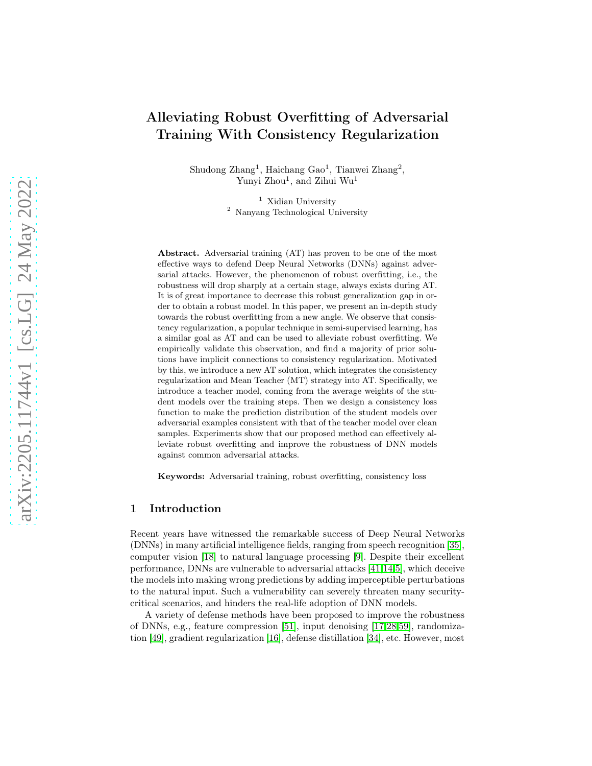# Alleviating Robust Overfitting of Adversarial Training With Consistency Regularization

Shudong Zhang[1], Haichang Gao[1], Tianwei Zhang[2], Yunyi Zhou[1], and Zihui Wu[1]

[1] Xidian University
[2] Nanyang Technological University

**Abstract.** Adversarial training (AT) has proven to be one of the most effective ways to defend Deep Neural Networks (DNNs) against adversarial attacks. However, the phenomenon of robust overfitting, i.e., the robustness will drop sharply at a certain stage, always exists during AT. It is of great importance to decrease this robust generalization gap in order to obtain a robust model. In this paper, we present an in-depth study towards the robust overfitting from a new angle. We observe that consistency regularization, a popular technique in semi-supervised learning, has a similar goal as AT and can be used to alleviate robust overfitting. We empirically validate this observation, and find a majority of prior solutions have implicit connections to consistency regularization. Motivated by this, we introduce a new AT solution, which integrates the consistency regularization and Mean Teacher (MT) strategy into AT. Specifically, we introduce a teacher model, coming from the average weights of the student models over the training steps. Then we design a consistency loss function to make the prediction distribution of the student models over adversarial examples consistent with that of the teacher model over clean samples. Experiments show that our proposed method can effectively alleviate robust overfitting and improve the robustness of DNN models against common adversarial attacks.

**Keywords:** Adversarial training, robust overfitting, consistency loss

## 1 Introduction

Recent years have witnessed the remarkable success of Deep Neural Networks (DNNs) in many artificial intelligence fields, ranging from speech recognition [35], computer vision [18] to natural language processing [9]. Despite their excellent performance, DNNs are vulnerable to adversarial attacks [41,14,5], which deceive the models into making wrong predictions by adding imperceptible perturbations to the natural input. Such a vulnerability can severely threaten many security-critical scenarios, and hinders the real-life adoption of DNN models.

A variety of defense methods have been proposed to improve the robustness of DNNs, e.g., feature compression [51], input denoising [17,28,59], randomization [49], gradient regularization [16], defense distillation [34], etc. However, most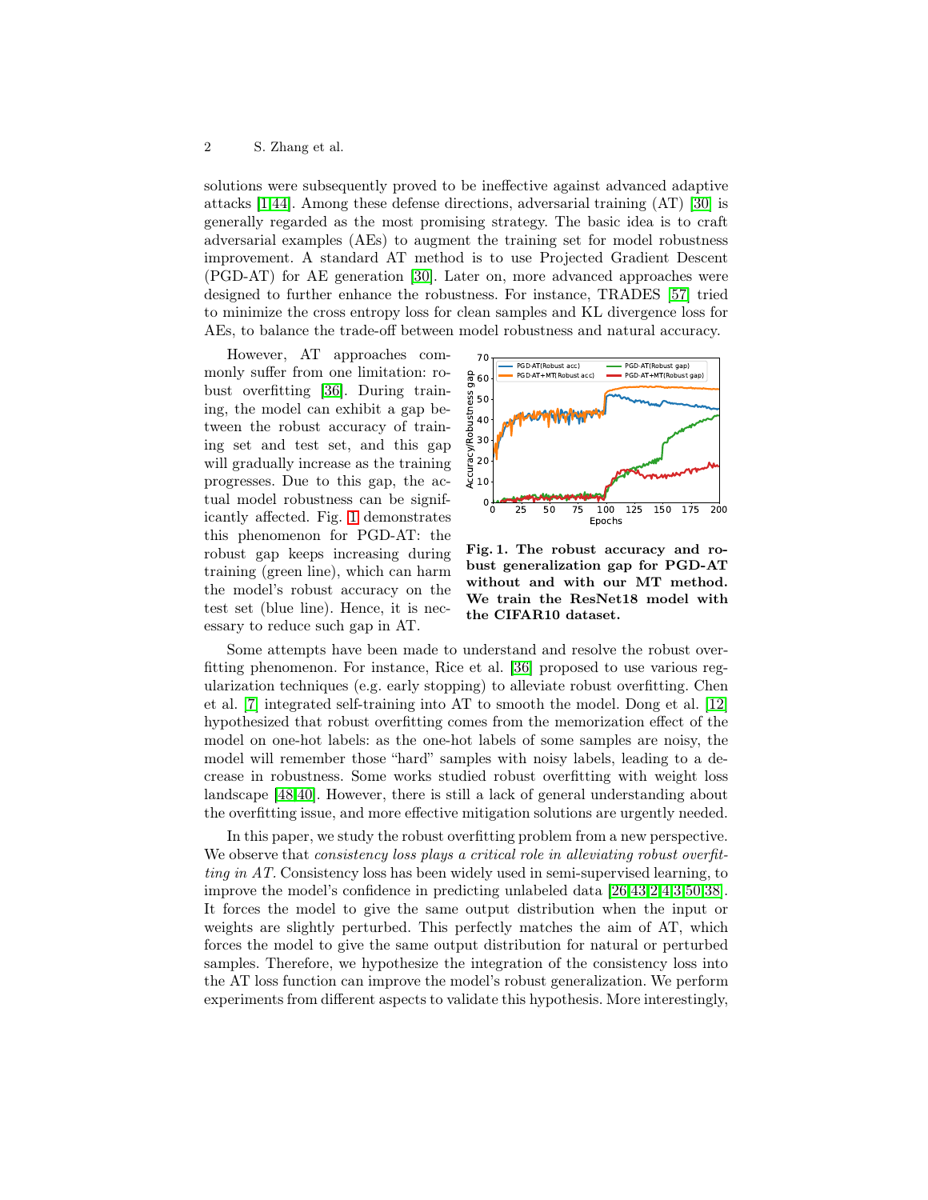solutions were subsequently proved to be ineffective against advanced adaptive attacks [1,44]. Among these defense directions, adversarial training (AT) [30] is generally regarded as the most promising strategy. The basic idea is to craft adversarial examples (AEs) to augment the training set for model robustness improvement. A standard AT method is to use Projected Gradient Descent (PGD-AT) for AE generation [30]. Later on, more advanced approaches were designed to further enhance the robustness. For instance, TRADES [57] tried to minimize the cross entropy loss for clean samples and KL divergence loss for AEs, to balance the trade-off between model robustness and natural accuracy.

However, AT approaches commonly suffer from one limitation: robust overfitting [36]. During training, the model can exhibit a gap between the robust accuracy of training set and test set, and this gap will gradually increase as the training progresses. Due to this gap, the actual model robustness can be significantly affected. Fig. 1 demonstrates this phenomenon for PGD-AT: the robust gap keeps increasing during training (green line), which can harm the model's robust accuracy on the test set (blue line). Hence, it is necessary to reduce such gap in AT.

**Fig. 1. The robust accuracy and robust generalization gap for PGD-AT without and with our MT method. We train the ResNet18 model with the CIFAR10 dataset.**

Some attempts have been made to understand and resolve the robust overfitting phenomenon. For instance, Rice et al. [36] proposed to use various regularization techniques (e.g. early stopping) to alleviate robust overfitting. Chen et al. [7] integrated self-training into AT to smooth the model. Dong et al. [12] hypothesized that robust overfitting comes from the memorization effect of the model on one-hot labels: as the one-hot labels of some samples are noisy, the model will remember those "hard" samples with noisy labels, leading to a decrease in robustness. Some works studied robust overfitting with weight loss landscape [48,40]. However, there is still a lack of general understanding about the overfitting issue, and more effective mitigation solutions are urgently needed.

In this paper, we study the robust overfitting problem from a new perspective. We observe that *consistency loss plays a critical role in alleviating robust overfitting in AT.* Consistency loss has been widely used in semi-supervised learning, to improve the model's confidence in predicting unlabeled data [26,43,2,4,3,50,38]. It forces the model to give the same output distribution when the input or weights are slightly perturbed. This perfectly matches the aim of AT, which forces the model to give the same output distribution for natural or perturbed samples. Therefore, we hypothesize the integration of the consistency loss into the AT loss function can improve the model's robust generalization. We perform experiments from different aspects to validate this hypothesis. More interestingly,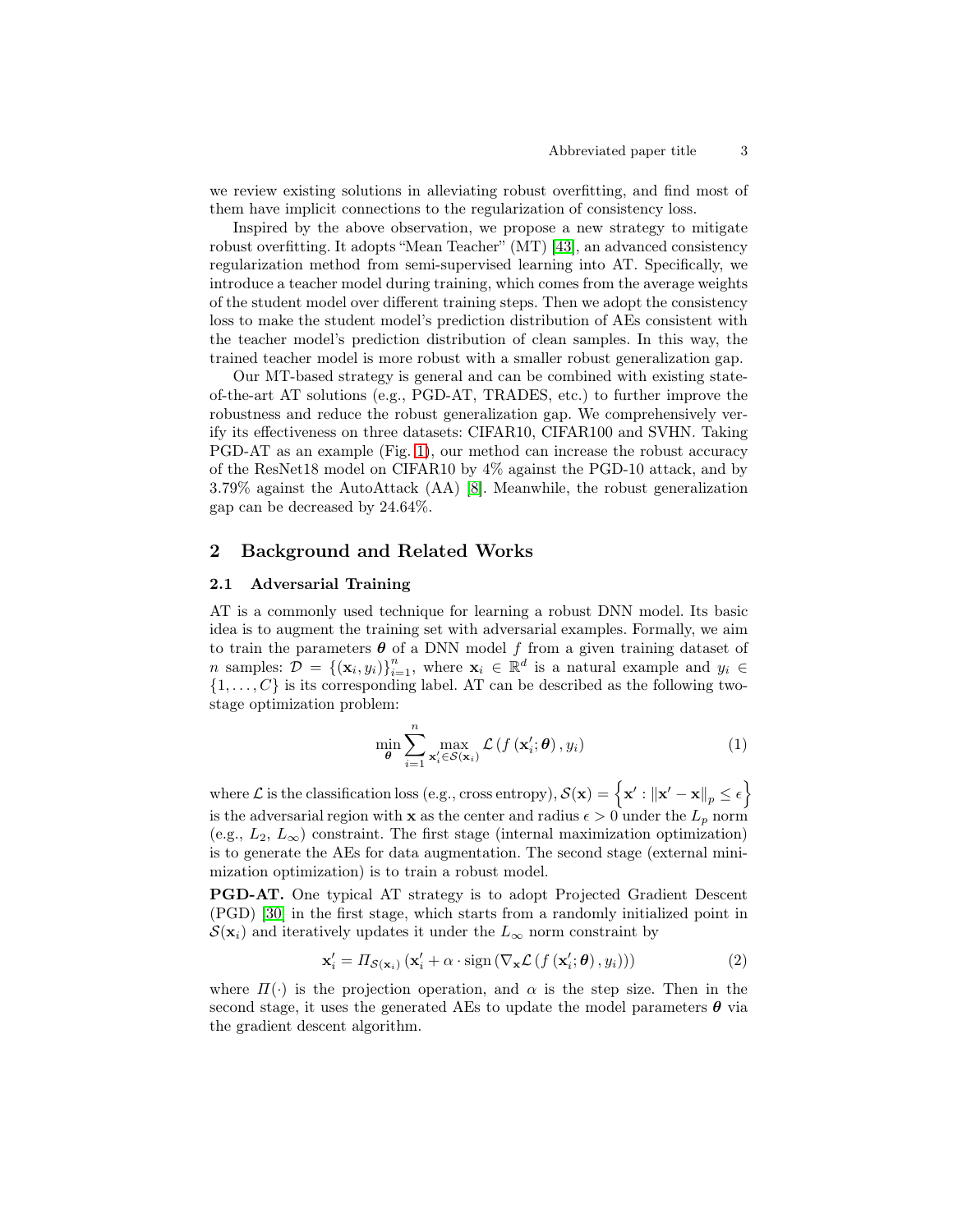we review existing solutions in alleviating robust overfitting, and find most of them have implicit connections to the regularization of consistency loss.

Inspired by the above observation, we propose a new strategy to mitigate robust overfitting. It adopts "Mean Teacher" (MT) [43], an advanced consistency regularization method from semi-supervised learning into AT. Specifically, we introduce a teacher model during training, which comes from the average weights of the student model over different training steps. Then we adopt the consistency loss to make the student model's prediction distribution of AEs consistent with the teacher model's prediction distribution of clean samples. In this way, the trained teacher model is more robust with a smaller robust generalization gap.

Our MT-based strategy is general and can be combined with existing state-of-the-art AT solutions (e.g., PGD-AT, TRADES, etc.) to further improve the robustness and reduce the robust generalization gap. We comprehensively verify its effectiveness on three datasets: CIFAR10, CIFAR100 and SVHN. Taking PGD-AT as an example (Fig. 1), our method can increase the robust accuracy of the ResNet18 model on CIFAR10 by 4% against the PGD-10 attack, and by 3.79% against the AutoAttack (AA) [8]. Meanwhile, the robust generalization gap can be decreased by 24.64%.

## 2 Background and Related Works

### 2.1 Adversarial Training

AT is a commonly used technique for learning a robust DNN model. Its basic idea is to augment the training set with adversarial examples. Formally, we aim to train the parameters $\boldsymbol{\theta}$ of a DNN model $f$ from a given training dataset of $n$ samples: $\mathcal{D} = \{(\mathbf{x}_i, y_i)\}_{i=1}^{n}$, where $\mathbf{x}_i \in \mathbb{R}^d$ is a natural example and $y_i \in \{1, \ldots, C\}$ is its corresponding label. AT can be described as the following two-stage optimization problem:

$$\min_{\boldsymbol{\theta}} \sum_{i=1}^{n} \max_{\mathbf{x}'_i \in \mathcal{S}(\mathbf{x}_i)} \mathcal{L}\left(f\left(\mathbf{x}'_i; \boldsymbol{\theta}\right), y_i\right) \tag{1}$$

where $\mathcal{L}$ is the classification loss (e.g., cross entropy), $\mathcal{S}(\mathbf{x}) = \left\{\mathbf{x}' : \|\mathbf{x}' - \mathbf{x}\|_p \leq \epsilon\right\}$ is the adversarial region with $\mathbf{x}$ as the center and radius $\epsilon > 0$ under the $L_p$ norm (e.g., $L_2$, $L_\infty$) constraint. The first stage (internal maximization optimization) is to generate the AEs for data augmentation. The second stage (external minimization optimization) is to train a robust model.

**PGD-AT.** One typical AT strategy is to adopt Projected Gradient Descent (PGD) [30] in the first stage, which starts from a randomly initialized point in $\mathcal{S}(\mathbf{x}_i)$ and iteratively updates it under the $L_\infty$ norm constraint by

$$\mathbf{x}'_i = \Pi_{\mathcal{S}(\mathbf{x}_i)}\left(\mathbf{x}'_i + \alpha \cdot \operatorname{sign}\left(\nabla_{\mathbf{x}} \mathcal{L}\left(f\left(\mathbf{x}'_i; \boldsymbol{\theta}\right), y_i\right)\right)\right) \tag{2}$$

where $\Pi(\cdot)$ is the projection operation, and $\alpha$ is the step size. Then in the second stage, it uses the generated AEs to update the model parameters $\boldsymbol{\theta}$ via the gradient descent algorithm.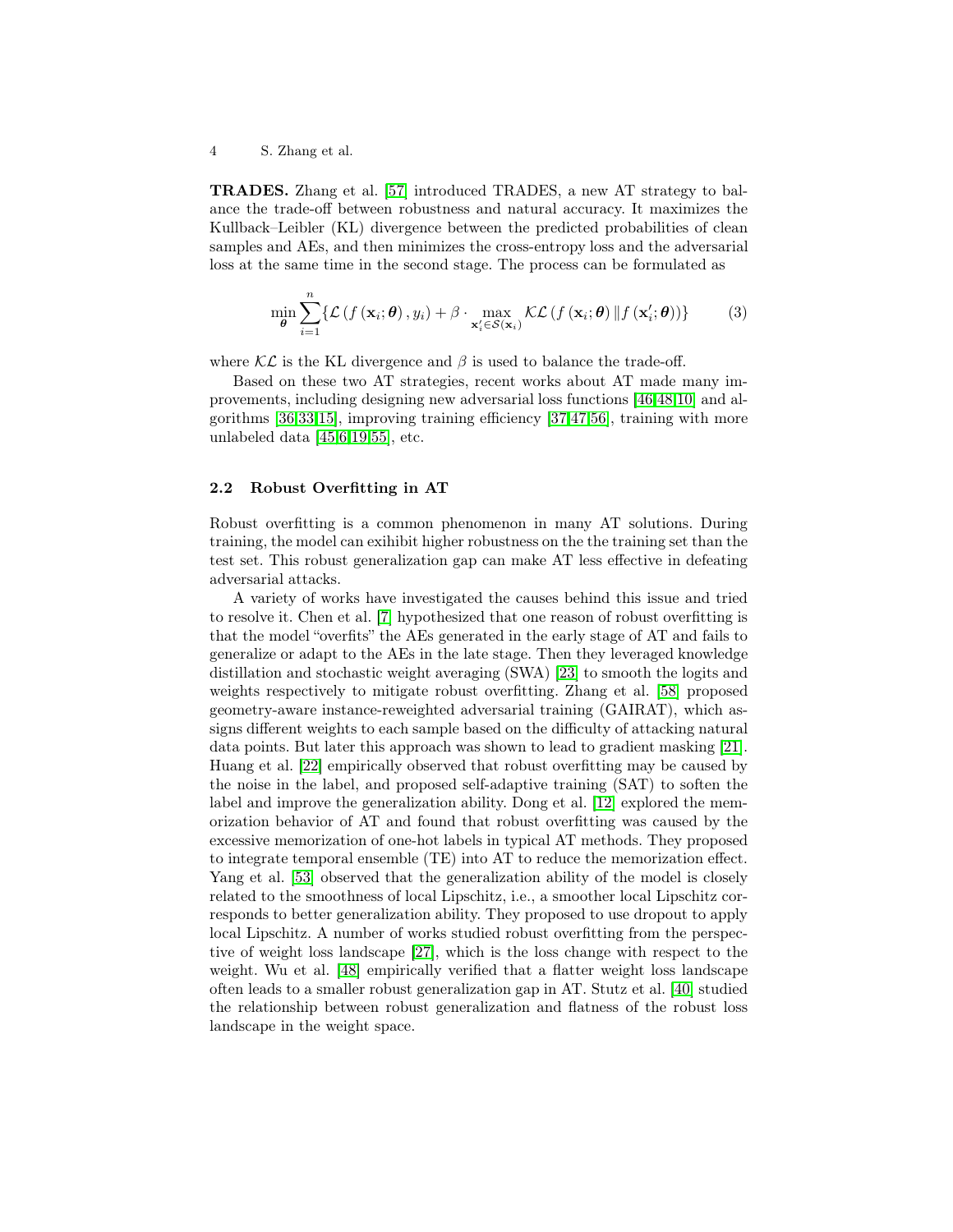**TRADES.** Zhang et al. [57] introduced TRADES, a new AT strategy to balance the trade-off between robustness and natural accuracy. It maximizes the Kullback–Leibler (KL) divergence between the predicted probabilities of clean samples and AEs, and then minimizes the cross-entropy loss and the adversarial loss at the same time in the second stage. The process can be formulated as

$$\min_{\boldsymbol{\theta}} \sum_{i=1}^{n} \{\mathcal{L}\left(f\left(\mathbf{x}_i;\boldsymbol{\theta}\right), y_i\right) + \beta \cdot \max_{\mathbf{x}_i' \in \mathcal{S}(\mathbf{x}_i)} \mathcal{KL}\left(f\left(\mathbf{x}_i;\boldsymbol{\theta}\right) \| f\left(\mathbf{x}_i';\boldsymbol{\theta}\right)\right)\} \tag{3}$$

where $\mathcal{KL}$ is the KL divergence and $\beta$ is used to balance the trade-off.

Based on these two AT strategies, recent works about AT made many improvements, including designing new adversarial loss functions [46,48,10] and algorithms [36,33,15], improving training efficiency [37,47,56], training with more unlabeled data [45,6,19,55], etc.

### 2.2 Robust Overfitting in AT

Robust overfitting is a common phenomenon in many AT solutions. During training, the model can exihibit higher robustness on the the training set than the test set. This robust generalization gap can make AT less effective in defeating adversarial attacks.

A variety of works have investigated the causes behind this issue and tried to resolve it. Chen et al. [7] hypothesized that one reason of robust overfitting is that the model "overfits" the AEs generated in the early stage of AT and fails to generalize or adapt to the AEs in the late stage. Then they leveraged knowledge distillation and stochastic weight averaging (SWA) [23] to smooth the logits and weights respectively to mitigate robust overfitting. Zhang et al. [58] proposed geometry-aware instance-reweighted adversarial training (GAIRAT), which assigns different weights to each sample based on the difficulty of attacking natural data points. But later this approach was shown to lead to gradient masking [21]. Huang et al. [22] empirically observed that robust overfitting may be caused by the noise in the label, and proposed self-adaptive training (SAT) to soften the label and improve the generalization ability. Dong et al. [12] explored the memorization behavior of AT and found that robust overfitting was caused by the excessive memorization of one-hot labels in typical AT methods. They proposed to integrate temporal ensemble (TE) into AT to reduce the memorization effect. Yang et al. [53] observed that the generalization ability of the model is closely related to the smoothness of local Lipschitz, i.e., a smoother local Lipschitz corresponds to better generalization ability. They proposed to use dropout to apply local Lipschitz. A number of works studied robust overfitting from the perspective of weight loss landscape [27], which is the loss change with respect to the weight. Wu et al. [48] empirically verified that a flatter weight loss landscape often leads to a smaller robust generalization gap in AT. Stutz et al. [40] studied the relationship between robust generalization and flatness of the robust loss landscape in the weight space.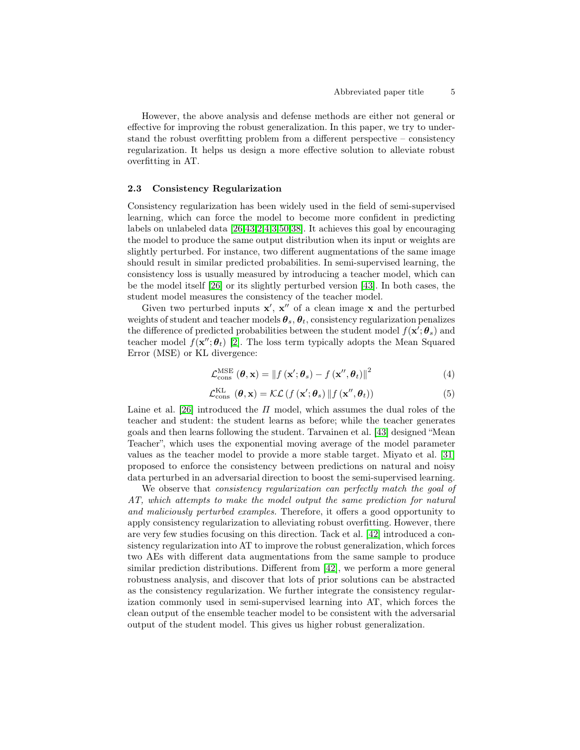However, the above analysis and defense methods are either not general or effective for improving the robust generalization. In this paper, we try to understand the robust overfitting problem from a different perspective – consistency regularization. It helps us design a more effective solution to alleviate robust overfitting in AT.

### 2.3 Consistency Regularization

Consistency regularization has been widely used in the field of semi-supervised learning, which can force the model to become more confident in predicting labels on unlabeled data [26,43,2,4,3,50,38]. It achieves this goal by encouraging the model to produce the same output distribution when its input or weights are slightly perturbed. For instance, two different augmentations of the same image should result in similar predicted probabilities. In semi-supervised learning, the consistency loss is usually measured by introducing a teacher model, which can be the model itself [26] or its slightly perturbed version [43]. In both cases, the student model measures the consistency of the teacher model.

Given two perturbed inputs $\mathbf{x}'$, $\mathbf{x}''$ of a clean image $\mathbf{x}$ and the perturbed weights of student and teacher models $\boldsymbol{\theta}_s, \boldsymbol{\theta}_t$, consistency regularization penalizes the difference of predicted probabilities between the student model $f(\mathbf{x}'; \boldsymbol{\theta}_s)$ and teacher model $f(\mathbf{x}''; \boldsymbol{\theta}_t)$ [2]. The loss term typically adopts the Mean Squared Error (MSE) or KL divergence:

$$\mathcal{L}_{\text{cons}}^{\text{MSE}}(\boldsymbol{\theta}, \mathbf{x}) = \left\| f(\mathbf{x}'; \boldsymbol{\theta}_s) - f(\mathbf{x}'', \boldsymbol{\theta}_t) \right\|^2 \tag{4}$$

$$\mathcal{L}_{\text{cons}}^{\text{KL}}(\boldsymbol{\theta}, \mathbf{x}) = \mathcal{KL}\left( f(\mathbf{x}'; \boldsymbol{\theta}_s) \| f(\mathbf{x}'', \boldsymbol{\theta}_t) \right) \tag{5}$$

Laine et al. [26] introduced the *Π* model, which assumes the dual roles of the teacher and student: the student learns as before; while the teacher generates goals and then learns following the student. Tarvainen et al. [43] designed "Mean Teacher", which uses the exponential moving average of the model parameter values as the teacher model to provide a more stable target. Miyato et al. [31] proposed to enforce the consistency between predictions on natural and noisy data perturbed in an adversarial direction to boost the semi-supervised learning.

We observe that *consistency regularization can perfectly match the goal of AT, which attempts to make the model output the same prediction for natural and maliciously perturbed examples.* Therefore, it offers a good opportunity to apply consistency regularization to alleviating robust overfitting. However, there are very few studies focusing on this direction. Tack et al. [42] introduced a consistency regularization into AT to improve the robust generalization, which forces two AEs with different data augmentations from the same sample to produce similar prediction distributions. Different from [42], we perform a more general robustness analysis, and discover that lots of prior solutions can be abstracted as the consistency regularization. We further integrate the consistency regularization commonly used in semi-supervised learning into AT, which forces the clean output of the ensemble teacher model to be consistent with the adversarial output of the student model. This gives us higher robust generalization.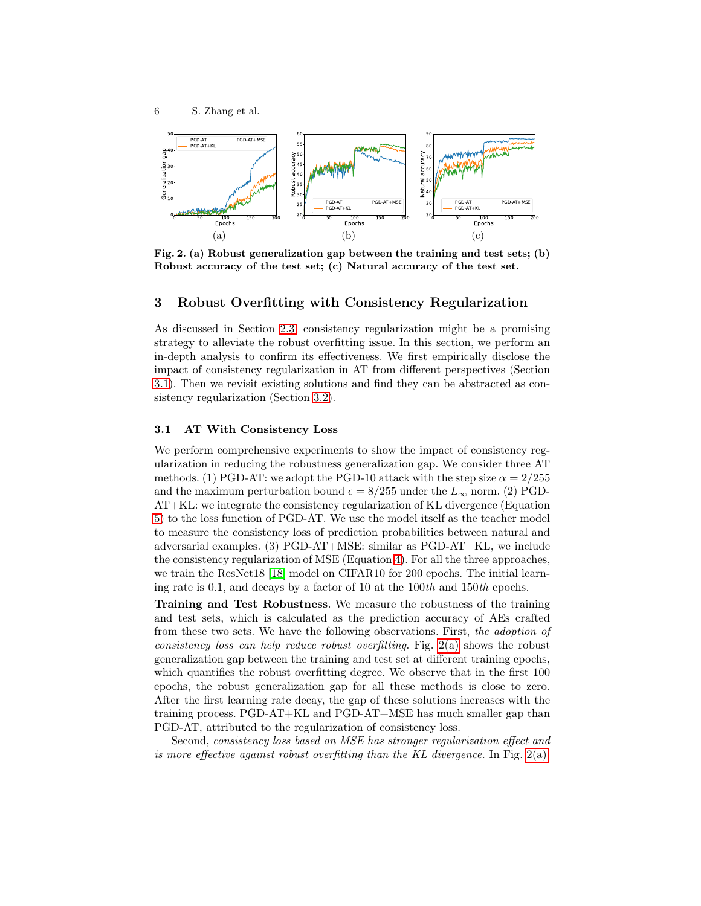Fig. 2. (a) Robust generalization gap between the training and test sets; (b) Robust accuracy of the test set; (c) Natural accuracy of the test set.

## 3 Robust Overfitting with Consistency Regularization

As discussed in Section 2.3, consistency regularization might be a promising strategy to alleviate the robust overfitting issue. In this section, we perform an in-depth analysis to confirm its effectiveness. We first empirically disclose the impact of consistency regularization in AT from different perspectives (Section 3.1). Then we revisit existing solutions and find they can be abstracted as consistency regularization (Section 3.2).

### 3.1 AT With Consistency Loss

We perform comprehensive experiments to show the impact of consistency regularization in reducing the robustness generalization gap. We consider three AT methods. (1) PGD-AT: we adopt the PGD-10 attack with the step size $\alpha = 2/255$ and the maximum perturbation bound $\epsilon = 8/255$ under the $L_\infty$ norm. (2) PGD-AT+KL: we integrate the consistency regularization of KL divergence (Equation 5) to the loss function of PGD-AT. We use the model itself as the teacher model to measure the consistency loss of prediction probabilities between natural and adversarial examples. (3) PGD-AT+MSE: similar as PGD-AT+KL, we include the consistency regularization of MSE (Equation 4). For all the three approaches, we train the ResNet18 [18] model on CIFAR10 for 200 epochs. The initial learning rate is 0.1, and decays by a factor of 10 at the 100*th* and 150*th* epochs.

**Training and Test Robustness**. We measure the robustness of the training and test sets, which is calculated as the prediction accuracy of AEs crafted from these two sets. We have the following observations. First, *the adoption of consistency loss can help reduce robust overfitting*. Fig. 2(a) shows the robust generalization gap between the training and test set at different training epochs, which quantifies the robust overfitting degree. We observe that in the first 100 epochs, the robust generalization gap for all these methods is close to zero. After the first learning rate decay, the gap of these solutions increases with the training process. PGD-AT+KL and PGD-AT+MSE has much smaller gap than PGD-AT, attributed to the regularization of consistency loss.

Second, *consistency loss based on MSE has stronger regularization effect and is more effective against robust overfitting than the KL divergence.* In Fig. 2(a),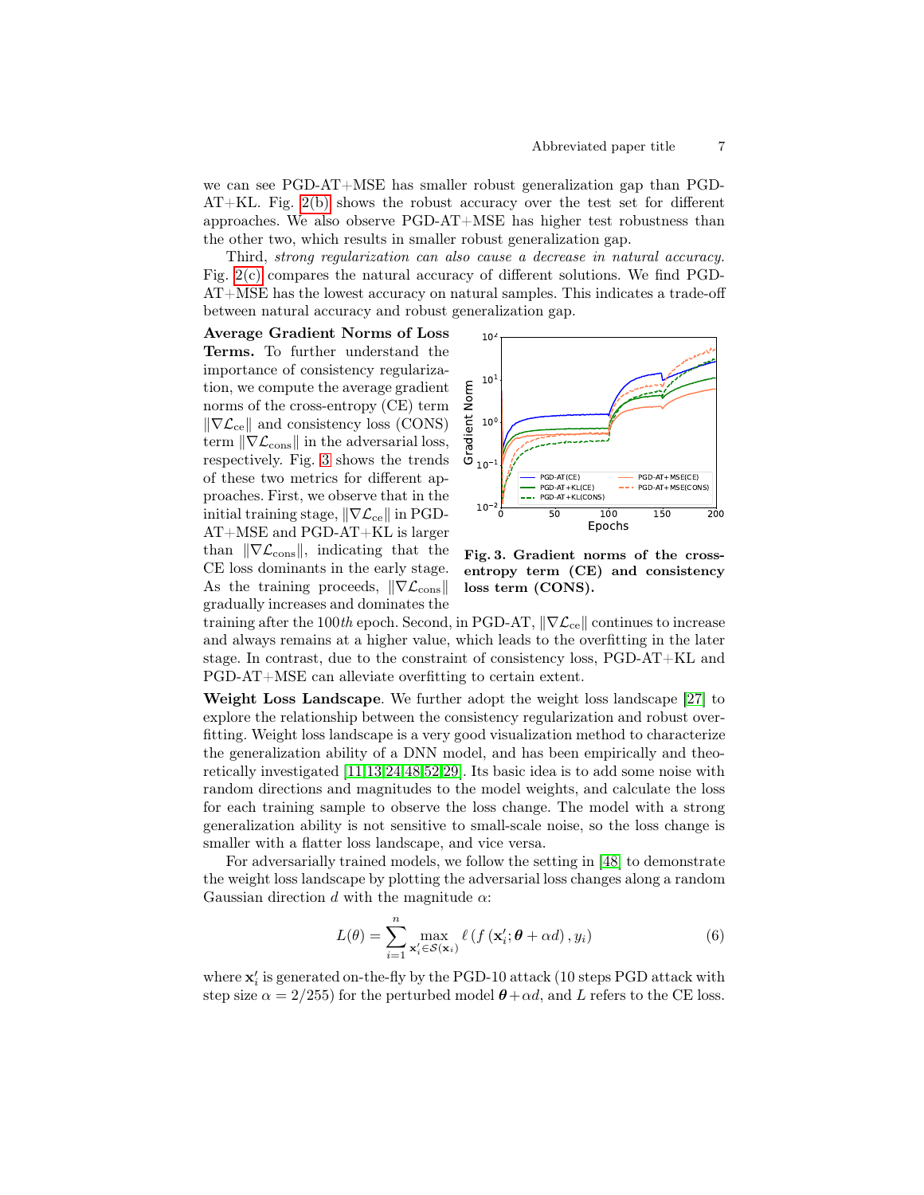we can see PGD-AT+MSE has smaller robust generalization gap than PGD-AT+KL. Fig. 2(b) shows the robust accuracy over the test set for different approaches. We also observe PGD-AT+MSE has higher test robustness than the other two, which results in smaller robust generalization gap.

Third, *strong regularization can also cause a decrease in natural accuracy.* Fig. 2(c) compares the natural accuracy of different solutions. We find PGD-AT+MSE has the lowest accuracy on natural samples. This indicates a trade-off between natural accuracy and robust generalization gap.

**Average Gradient Norms of Loss Terms.** To further understand the importance of consistency regularization, we compute the average gradient norms of the cross-entropy (CE) term $\|\nabla \mathcal{L}_{\text{ce}}\|$ and consistency loss (CONS) term $\|\nabla \mathcal{L}_{\text{cons}}\|$ in the adversarial loss, respectively. Fig. 3 shows the trends of these two metrics for different approaches. First, we observe that in the initial training stage, $\|\nabla \mathcal{L}_{\text{ce}}\|$ in PGD-AT+MSE and PGD-AT+KL is larger than $\|\nabla \mathcal{L}_{\text{cons}}\|$, indicating that the CE loss dominants in the early stage. As the training proceeds, $\|\nabla \mathcal{L}_{\text{cons}}\|$ gradually increases and dominates the training after the 100*th* epoch. Second, in PGD-AT, $\|\nabla \mathcal{L}_{\text{ce}}\|$ continues to increase and always remains at a higher value, which leads to the overfitting in the later stage. In contrast, due to the constraint of consistency loss, PGD-AT+KL and PGD-AT+MSE can alleviate overfitting to certain extent.

**Fig. 3. Gradient norms of the cross-entropy term (CE) and consistency loss term (CONS).**

**Weight Loss Landscape**. We further adopt the weight loss landscape [27] to explore the relationship between the consistency regularization and robust overfitting. Weight loss landscape is a very good visualization method to characterize the generalization ability of a DNN model, and has been empirically and theoretically investigated [11,13,24,48,52,29]. Its basic idea is to add some noise with random directions and magnitudes to the model weights, and calculate the loss for each training sample to observe the loss change. The model with a strong generalization ability is not sensitive to small-scale noise, so the loss change is smaller with a flatter loss landscape, and vice versa.

For adversarially trained models, we follow the setting in [48] to demonstrate the weight loss landscape by plotting the adversarial loss changes along a random Gaussian direction $d$ with the magnitude $\alpha$:

$$L(\theta) = \sum_{i=1}^{n} \max_{\mathbf{x}_i' \in \mathcal{S}(\mathbf{x}_i)} \ell\left(f\left(\mathbf{x}_i'; \boldsymbol{\theta} + \alpha d\right), y_i\right) \tag{6}$$

where $\mathbf{x}_i'$ is generated on-the-fly by the PGD-10 attack (10 steps PGD attack with step size $\alpha = 2/255$) for the perturbed model $\boldsymbol{\theta} + \alpha d$, and $L$ refers to the CE loss.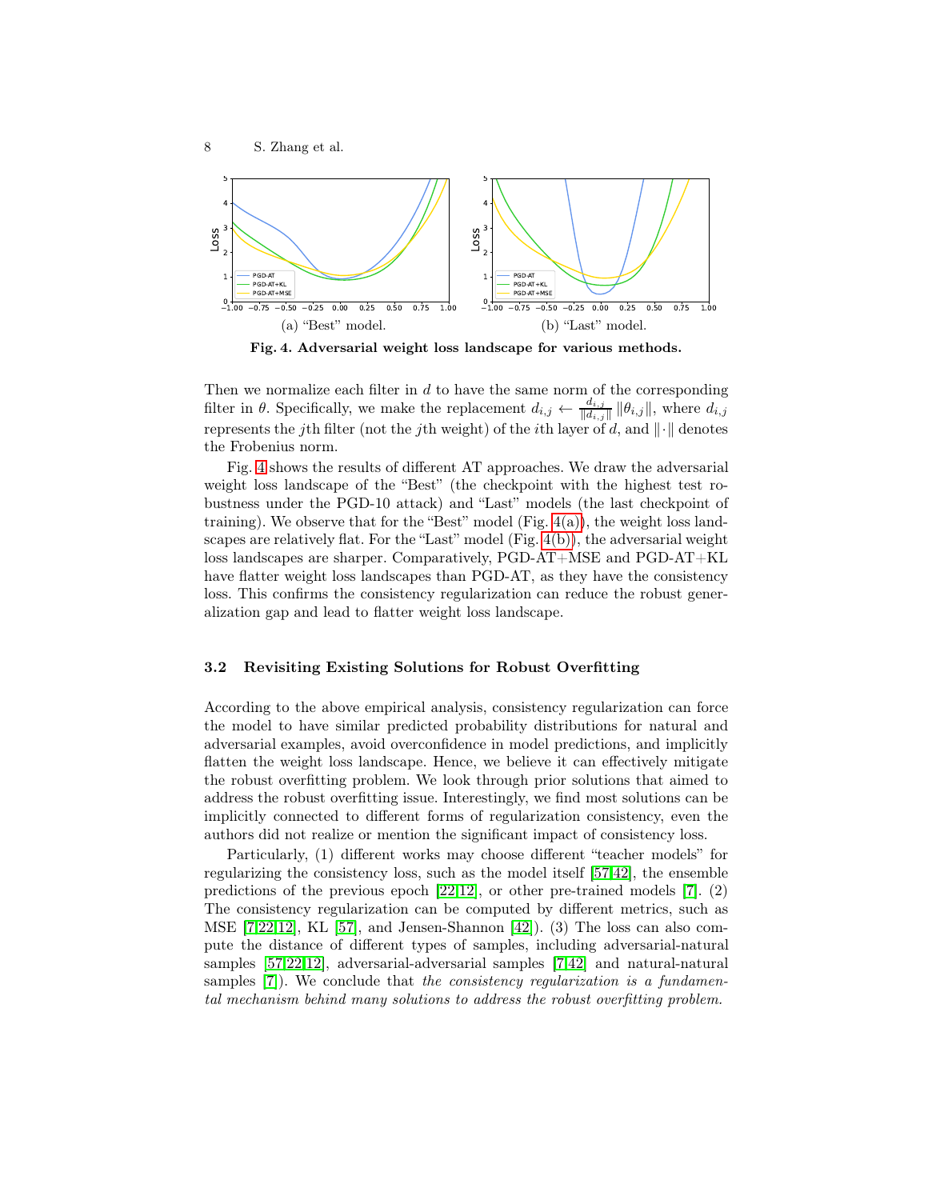(a) "Best" model.

(b) "Last" model.

**Fig. 4. Adversarial weight loss landscape for various methods.**

Then we normalize each filter in $d$ to have the same norm of the corresponding filter in $\theta$. Specifically, we make the replacement $d_{i,j} \leftarrow \frac{d_{i,j}}{\|d_{i,j}\|} \|\theta_{i,j}\|$, where $d_{i,j}$ represents the $j$th filter (not the $j$th weight) of the $i$th layer of $d$, and $\|\cdot\|$ denotes the Frobenius norm.

Fig. 4 shows the results of different AT approaches. We draw the adversarial weight loss landscape of the "Best" (the checkpoint with the highest test robustness under the PGD-10 attack) and "Last" models (the last checkpoint of training). We observe that for the "Best" model (Fig. 4(a)), the weight loss landscapes are relatively flat. For the "Last" model (Fig. 4(b)), the adversarial weight loss landscapes are sharper. Comparatively, PGD-AT+MSE and PGD-AT+KL have flatter weight loss landscapes than PGD-AT, as they have the consistency loss. This confirms the consistency regularization can reduce the robust generalization gap and lead to flatter weight loss landscape.

### 3.2 Revisiting Existing Solutions for Robust Overfitting

According to the above empirical analysis, consistency regularization can force the model to have similar predicted probability distributions for natural and adversarial examples, avoid overconfidence in model predictions, and implicitly flatten the weight loss landscape. Hence, we believe it can effectively mitigate the robust overfitting problem. We look through prior solutions that aimed to address the robust overfitting issue. Interestingly, we find most solutions can be implicitly connected to different forms of regularization consistency, even the authors did not realize or mention the significant impact of consistency loss.

Particularly, (1) different works may choose different "teacher models" for regularizing the consistency loss, such as the model itself [57,42], the ensemble predictions of the previous epoch [22,12], or other pre-trained models [7]. (2) The consistency regularization can be computed by different metrics, such as MSE [7,22,12], KL [57], and Jensen-Shannon [42]). (3) The loss can also compute the distance of different types of samples, including adversarial-natural samples [57,22,12], adversarial-adversarial samples [7,42] and natural-natural samples [7]). We conclude that *the consistency regularization is a fundamental mechanism behind many solutions to address the robust overfitting problem.*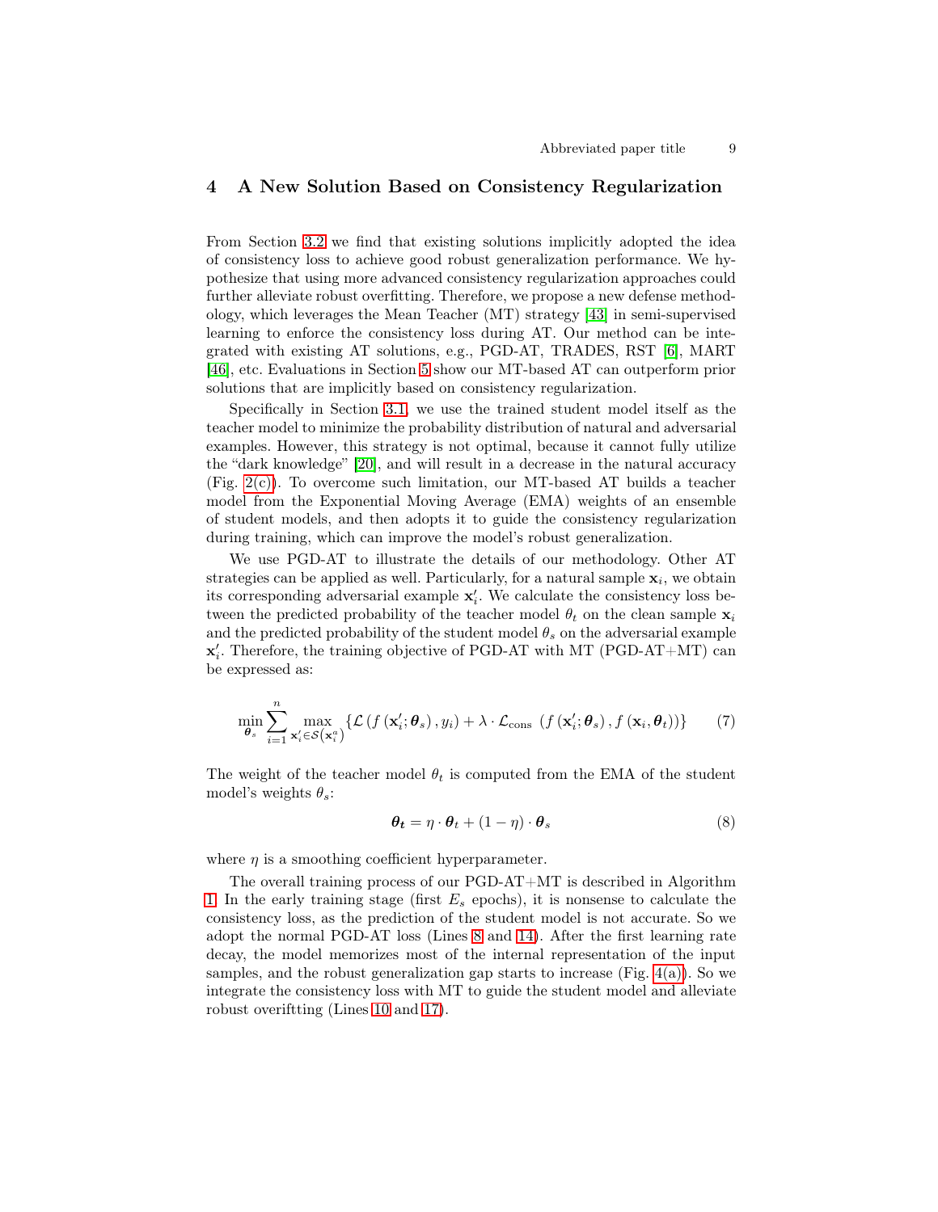## 4 A New Solution Based on Consistency Regularization

From Section 3.2 we find that existing solutions implicitly adopted the idea of consistency loss to achieve good robust generalization performance. We hypothesize that using more advanced consistency regularization approaches could further alleviate robust overfitting. Therefore, we propose a new defense methodology, which leverages the Mean Teacher (MT) strategy [43] in semi-supervised learning to enforce the consistency loss during AT. Our method can be integrated with existing AT solutions, e.g., PGD-AT, TRADES, RST [6], MART [46], etc. Evaluations in Section 5 show our MT-based AT can outperform prior solutions that are implicitly based on consistency regularization.

Specifically in Section 3.1, we use the trained student model itself as the teacher model to minimize the probability distribution of natural and adversarial examples. However, this strategy is not optimal, because it cannot fully utilize the "dark knowledge" [20], and will result in a decrease in the natural accuracy (Fig. 2(c)). To overcome such limitation, our MT-based AT builds a teacher model from the Exponential Moving Average (EMA) weights of an ensemble of student models, and then adopts it to guide the consistency regularization during training, which can improve the model's robust generalization.

We use PGD-AT to illustrate the details of our methodology. Other AT strategies can be applied as well. Particularly, for a natural sample $\mathbf{x}_i$, we obtain its corresponding adversarial example $\mathbf{x}_i'$. We calculate the consistency loss between the predicted probability of the teacher model $\theta_t$ on the clean sample $\mathbf{x}_i$ and the predicted probability of the student model $\theta_s$ on the adversarial example $\mathbf{x}_i'$. Therefore, the training objective of PGD-AT with MT (PGD-AT+MT) can be expressed as:

$$\min_{\boldsymbol{\theta}_s} \sum_{i=1}^{n} \max_{\mathbf{x}_i' \in \mathcal{S}\left(\mathbf{x}_i^a\right)} \left\{ \mathcal{L}\left(f\left(\mathbf{x}_i'; \boldsymbol{\theta}_s\right), y_i\right) + \lambda \cdot \mathcal{L}_{\text{cons}}\left(f\left(\mathbf{x}_i'; \boldsymbol{\theta}_s\right), f\left(\mathbf{x}_i, \boldsymbol{\theta}_t\right)\right) \right\} \tag{7}$$

The weight of the teacher model $\theta_t$ is computed from the EMA of the student model's weights $\theta_s$:

$$\boldsymbol{\theta_t} = \eta \cdot \boldsymbol{\theta}_t + (1 - \eta) \cdot \boldsymbol{\theta}_s \tag{8}$$

where $\eta$ is a smoothing coefficient hyperparameter.

The overall training process of our PGD-AT+MT is described in Algorithm 1. In the early training stage (first $E_s$ epochs), it is nonsense to calculate the consistency loss, as the prediction of the student model is not accurate. So we adopt the normal PGD-AT loss (Lines 8 and 14). After the first learning rate decay, the model memorizes most of the internal representation of the input samples, and the robust generalization gap starts to increase (Fig. 4(a)). So we integrate the consistency loss with MT to guide the student model and alleviate robust overiftting (Lines 10 and 17).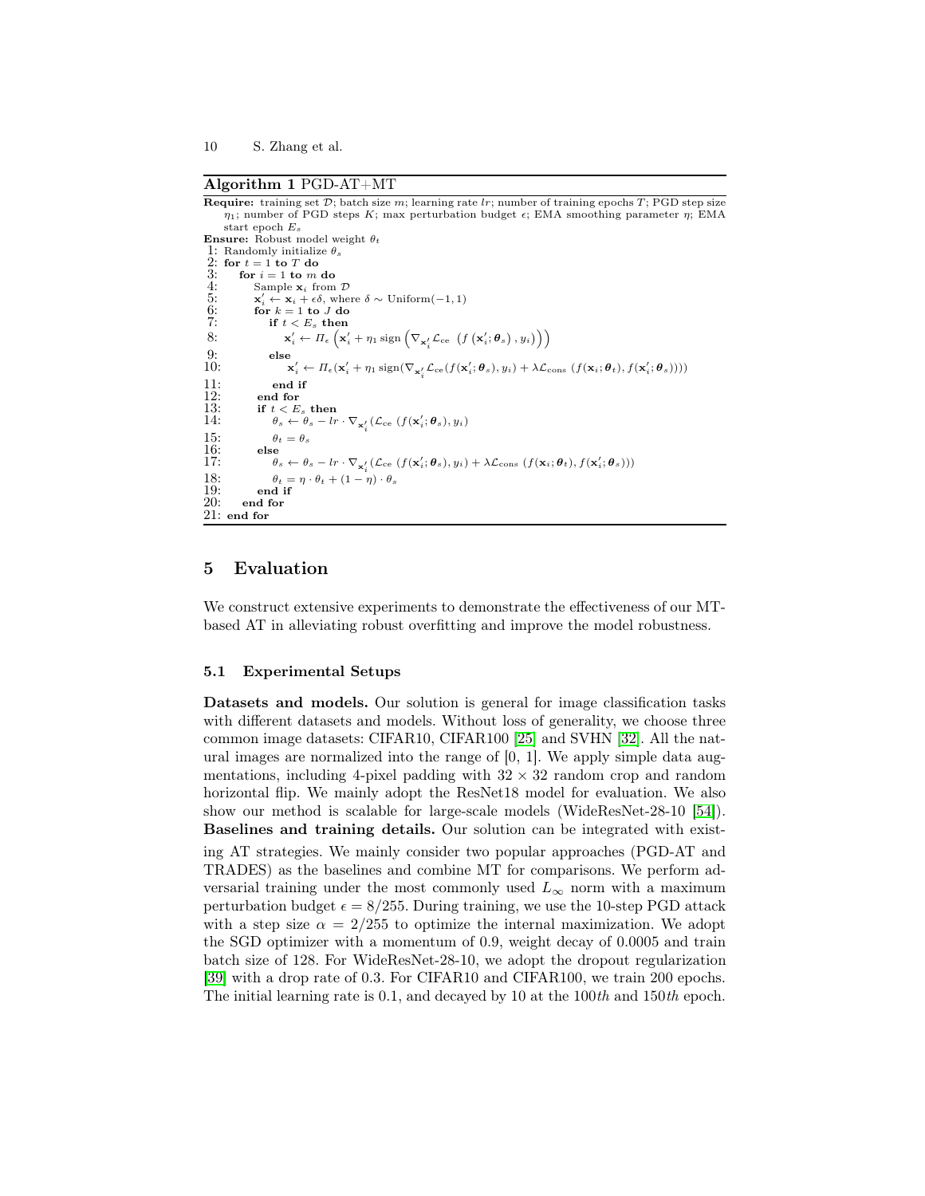**Algorithm 1** PGD-AT+MT

**Require:** training set $\mathcal{D}$; batch size $m$; learning rate $lr$; number of training epochs $T$; PGD step size $\eta_1$; number of PGD steps $K$; max perturbation budget $\epsilon$; EMA smoothing parameter $\eta$; EMA start epoch $E_s$

**Ensure:** Robust model weight $\theta_t$

1: Randomly initialize $\theta_s$
2: **for** $t = 1$ **to** $T$ **do**
3: &nbsp;&nbsp;**for** $i = 1$ **to** $m$ **do**
4: &nbsp;&nbsp;&nbsp;&nbsp;Sample $\mathbf{x}_i$ from $\mathcal{D}$
5: &nbsp;&nbsp;&nbsp;&nbsp;$\mathbf{x}_i' \leftarrow \mathbf{x}_i + \epsilon\delta$, where $\delta \sim$ Uniform$(-1, 1)$
6: &nbsp;&nbsp;&nbsp;&nbsp;**for** $k = 1$ **to** $J$ **do**
7: &nbsp;&nbsp;&nbsp;&nbsp;&nbsp;&nbsp;**if** $t < E_s$ **then**
8: &nbsp;&nbsp;&nbsp;&nbsp;&nbsp;&nbsp;&nbsp;&nbsp;$\mathbf{x}_i' \leftarrow \Pi_\epsilon\left(\mathbf{x}_i' + \eta_1 \operatorname{sign}\left(\nabla_{\mathbf{x}_i'} \mathcal{L}_{\text{ce}}\left(f\left(\mathbf{x}_i'; \boldsymbol{\theta}_s\right), y_i\right)\right)\right)$
9: &nbsp;&nbsp;&nbsp;&nbsp;&nbsp;&nbsp;**else**
10: &nbsp;&nbsp;&nbsp;&nbsp;&nbsp;&nbsp;&nbsp;&nbsp;$\mathbf{x}_i' \leftarrow \Pi_\epsilon(\mathbf{x}_i' + \eta_1 \operatorname{sign}(\nabla_{\mathbf{x}_i'} \mathcal{L}_{\text{ce}}(f(\mathbf{x}_i'; \boldsymbol{\theta}_s), y_i) + \lambda \mathcal{L}_{\text{cons}}(f(\mathbf{x}_i; \boldsymbol{\theta}_t), f(\mathbf{x}_i'; \boldsymbol{\theta}_s))))$
11: &nbsp;&nbsp;&nbsp;&nbsp;&nbsp;&nbsp;**end if**
12: &nbsp;&nbsp;&nbsp;&nbsp;**end for**
13: &nbsp;&nbsp;&nbsp;&nbsp;**if** $t < E_s$ **then**
14: &nbsp;&nbsp;&nbsp;&nbsp;&nbsp;&nbsp;$\theta_s \leftarrow \theta_s - lr \cdot \nabla_{\mathbf{x}_i'}(\mathcal{L}_{\text{ce}}(f(\mathbf{x}_i'; \boldsymbol{\theta}_s), y_i)$
15: &nbsp;&nbsp;&nbsp;&nbsp;&nbsp;&nbsp;$\theta_t = \theta_s$
16: &nbsp;&nbsp;&nbsp;&nbsp;**else**
17: &nbsp;&nbsp;&nbsp;&nbsp;&nbsp;&nbsp;$\theta_s \leftarrow \theta_s - lr \cdot \nabla_{\mathbf{x}_i'}(\mathcal{L}_{\text{ce}}(f(\mathbf{x}_i'; \boldsymbol{\theta}_s), y_i) + \lambda \mathcal{L}_{\text{cons}}(f(\mathbf{x}_i; \boldsymbol{\theta}_t), f(\mathbf{x}_i'; \boldsymbol{\theta}_s)))$
18: &nbsp;&nbsp;&nbsp;&nbsp;&nbsp;&nbsp;$\theta_t = \eta \cdot \theta_t + (1 - \eta) \cdot \theta_s$
19: &nbsp;&nbsp;&nbsp;&nbsp;**end if**
20: &nbsp;&nbsp;**end for**
21: **end for**

## 5 Evaluation

We construct extensive experiments to demonstrate the effectiveness of our MT-based AT in alleviating robust overfitting and improve the model robustness.

### 5.1 Experimental Setups

**Datasets and models.** Our solution is general for image classification tasks with different datasets and models. Without loss of generality, we choose three common image datasets: CIFAR10, CIFAR100 [25] and SVHN [32]. All the natural images are normalized into the range of [0, 1]. We apply simple data augmentations, including 4-pixel padding with $32 \times 32$ random crop and random horizontal flip. We mainly adopt the ResNet18 model for evaluation. We also show our method is scalable for large-scale models (WideResNet-28-10 [54]).

**Baselines and training details.** Our solution can be integrated with existing AT strategies. We mainly consider two popular approaches (PGD-AT and TRADES) as the baselines and combine MT for comparisons. We perform adversarial training under the most commonly used $L_\infty$ norm with a maximum perturbation budget $\epsilon = 8/255$. During training, we use the 10-step PGD attack with a step size $\alpha = 2/255$ to optimize the internal maximization. We adopt the SGD optimizer with a momentum of 0.9, weight decay of 0.0005 and train batch size of 128. For WideResNet-28-10, we adopt the dropout regularization [39] with a drop rate of 0.3. For CIFAR10 and CIFAR100, we train 200 epochs. The initial learning rate is 0.1, and decayed by 10 at the 100*th* and 150*th* epoch.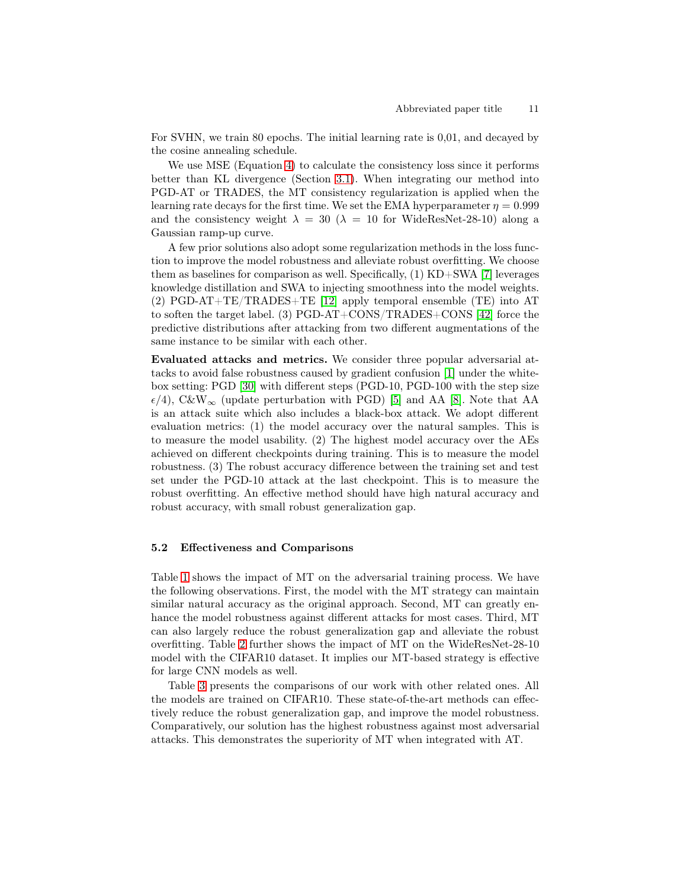For SVHN, we train 80 epochs. The initial learning rate is 0,01, and decayed by the cosine annealing schedule.

We use MSE (Equation 4) to calculate the consistency loss since it performs better than KL divergence (Section 3.1). When integrating our method into PGD-AT or TRADES, the MT consistency regularization is applied when the learning rate decays for the first time. We set the EMA hyperparameter $\eta = 0.999$ and the consistency weight $\lambda = 30$ ($\lambda = 10$ for WideResNet-28-10) along a Gaussian ramp-up curve.

A few prior solutions also adopt some regularization methods in the loss function to improve the model robustness and alleviate robust overfitting. We choose them as baselines for comparison as well. Specifically, (1) KD+SWA [7] leverages knowledge distillation and SWA to injecting smoothness into the model weights. (2) PGD-AT+TE/TRADES+TE [12] apply temporal ensemble (TE) into AT to soften the target label. (3) PGD-AT+CONS/TRADES+CONS [42] force the predictive distributions after attacking from two different augmentations of the same instance to be similar with each other.

**Evaluated attacks and metrics.** We consider three popular adversarial attacks to avoid false robustness caused by gradient confusion [1] under the white-box setting: PGD [30] with different steps (PGD-10, PGD-100 with the step size $\epsilon/4$), C&W$_\infty$ (update perturbation with PGD) [5] and AA [8]. Note that AA is an attack suite which also includes a black-box attack. We adopt different evaluation metrics: (1) the model accuracy over the natural samples. This is to measure the model usability. (2) The highest model accuracy over the AEs achieved on different checkpoints during training. This is to measure the model robustness. (3) The robust accuracy difference between the training set and test set under the PGD-10 attack at the last checkpoint. This is to measure the robust overfitting. An effective method should have high natural accuracy and robust accuracy, with small robust generalization gap.

### 5.2 Effectiveness and Comparisons

Table 1 shows the impact of MT on the adversarial training process. We have the following observations. First, the model with the MT strategy can maintain similar natural accuracy as the original approach. Second, MT can greatly enhance the model robustness against different attacks for most cases. Third, MT can also largely reduce the robust generalization gap and alleviate the robust overfitting. Table 2 further shows the impact of MT on the WideResNet-28-10 model with the CIFAR10 dataset. It implies our MT-based strategy is effective for large CNN models as well.

Table 3 presents the comparisons of our work with other related ones. All the models are trained on CIFAR10. These state-of-the-art methods can effectively reduce the robust generalization gap, and improve the model robustness. Comparatively, our solution has the highest robustness against most adversarial attacks. This demonstrates the superiority of MT when integrated with AT.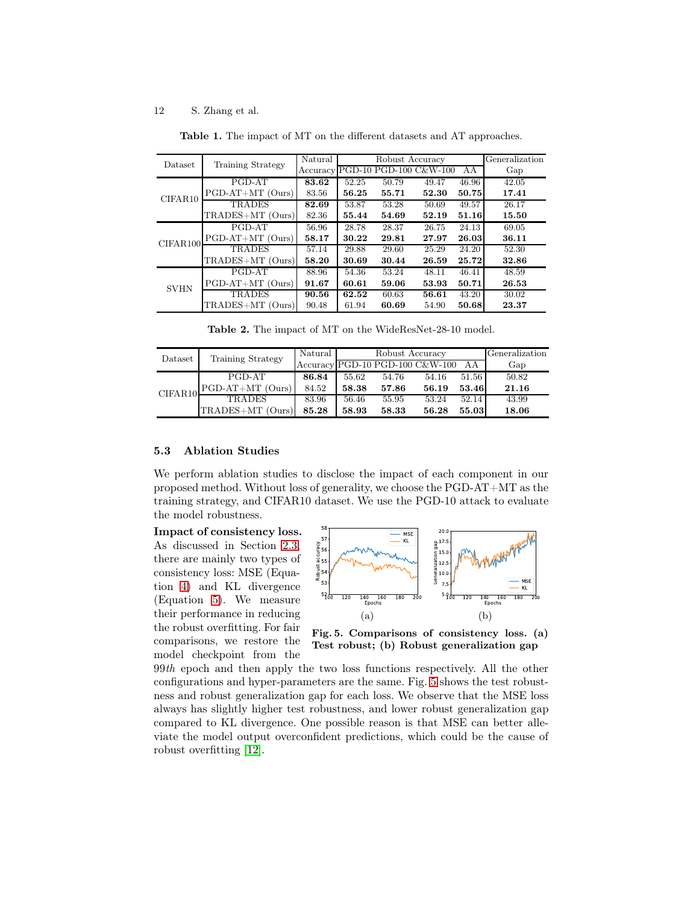**Table 1.** The impact of MT on the different datasets and AT approaches.

| Dataset | Training Strategy | Natural Accuracy | Robust Accuracy | | | | Generalization Gap |
|---|---|---|---|---|---|---|---|
| | | | PGD-10 | PGD-100 | C&W-100 | AA | |
| CIFAR10 | PGD-AT | **83.62** | 52.25 | 50.79 | 49.47 | 46.96 | 42.05 |
| | PGD-AT+MT (Ours) | 83.56 | **56.25** | **55.71** | **52.30** | **50.75** | **17.41** |
| | TRADES | **82.69** | 53.87 | 53.28 | 50.69 | 49.57 | 26.17 |
| | TRADES+MT (Ours) | 82.36 | **55.44** | **54.69** | **52.19** | **51.16** | **15.50** |
| CIFAR100 | PGD-AT | 56.96 | 28.78 | 28.37 | 26.75 | 24.13 | 69.05 |
| | PGD-AT+MT (Ours) | **58.17** | **30.22** | **29.81** | **27.97** | **26.03** | **36.11** |
| | TRADES | 57.14 | 29.88 | 29.60 | 25.29 | 24.20 | 52.30 |
| | TRADES+MT (Ours) | **58.20** | **30.69** | **30.44** | **26.59** | **25.72** | **32.86** |
| SVHN | PGD-AT | 88.96 | 54.36 | 53.24 | 48.11 | 46.41 | 48.59 |
| | PGD-AT+MT (Ours) | **91.67** | **60.61** | **59.06** | **53.93** | **50.71** | **26.53** |
| | TRADES | **90.56** | **62.52** | 60.63 | **56.61** | 43.20 | 30.02 |
| | TRADES+MT (Ours) | 90.48 | 61.94 | **60.69** | 54.90 | **50.68** | **23.37** |

**Table 2.** The impact of MT on the WideResNet-28-10 model.

| Dataset | Training Strategy | Natural Accuracy | Robust Accuracy | | | | Generalization Gap |
|---|---|---|---|---|---|---|---|
| | | | PGD-10 | PGD-100 | C&W-100 | AA | |
| CIFAR10 | PGD-AT | **86.84** | 55.62 | 54.76 | 54.16 | 51.56 | 50.82 |
| | PGD-AT+MT (Ours) | 84.52 | **58.38** | **57.86** | **56.19** | **53.46** | **21.16** |
| | TRADES | 83.96 | 56.46 | 55.95 | 53.24 | 52.14 | 43.99 |
| | TRADES+MT (Ours) | **85.28** | **58.93** | **58.33** | **56.28** | **55.03** | **18.06** |

### 5.3 Ablation Studies

We perform ablation studies to disclose the impact of each component in our proposed method. Without loss of generality, we choose the PGD-AT+MT as the training strategy, and CIFAR10 dataset. We use the PGD-10 attack to evaluate the model robustness.

**Impact of consistency loss.** As discussed in Section 2.3, there are mainly two types of consistency loss: MSE (Equation 4) and KL divergence (Equation 5). We measure their performance in reducing the robust overfitting. For fair comparisons, we restore the model checkpoint from the 99*th* epoch and then apply the two loss functions respectively. All the other configurations and hyper-parameters are the same. Fig. 5 shows the test robustness and robust generalization gap for each loss. We observe that the MSE loss always has slightly higher test robustness, and lower robust generalization gap compared to KL divergence. One possible reason is that MSE can better alleviate the model output overconfident predictions, which could be the cause of robust overfitting [12].

**Fig. 5. Comparisons of consistency loss. (a) Test robust; (b) Robust generalization gap**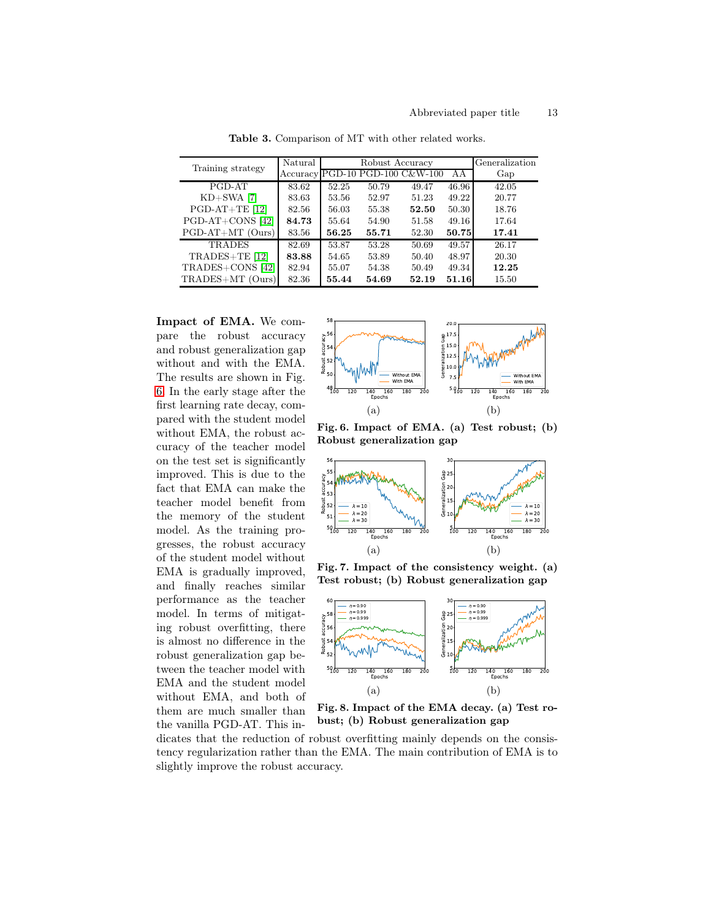**Table 3.** Comparison of MT with other related works.

| Training strategy | Natural Accuracy | Robust Accuracy | | | | Generalization Gap |
|---|---|---|---|---|---|---|
| | | PGD-10 | PGD-100 | C&W-100 | AA | |
| PGD-AT | 83.62 | 52.25 | 50.79 | 49.47 | 46.96 | 42.05 |
| KD+SWA [7] | 83.63 | 53.56 | 52.97 | 51.23 | 49.22 | 20.77 |
| PGD-AT+TE [12] | 82.56 | 56.03 | 55.38 | **52.50** | 50.30 | 18.76 |
| PGD-AT+CONS [42] | **84.73** | 55.64 | 54.90 | 51.58 | 49.16 | 17.64 |
| PGD-AT+MT (Ours) | 83.56 | **56.25** | **55.71** | 52.30 | **50.75** | **17.41** |
| TRADES | 82.69 | 53.87 | 53.28 | 50.69 | 49.57 | 26.17 |
| TRADES+TE [12] | **83.88** | 54.65 | 53.89 | 50.40 | 48.97 | 20.30 |
| TRADES+CONS [42] | 82.94 | 55.07 | 54.38 | 50.49 | 49.34 | **12.25** |
| TRADES+MT (Ours) | 82.36 | **55.44** | **54.69** | **52.19** | **51.16** | 15.50 |

**Impact of EMA.** We compare the robust accuracy and robust generalization gap without and with the EMA. The results are shown in Fig. 6. In the early stage after the first learning rate decay, compared with the student model without EMA, the robust accuracy of the teacher model on the test set is significantly improved. This is due to the fact that EMA can make the teacher model benefit from the memory of the student model. As the training progresses, the robust accuracy of the student model without EMA is gradually improved, and finally reaches similar performance as the teacher model. In terms of mitigating robust overfitting, there is almost no difference in the robust generalization gap between the teacher model with EMA and the student model without EMA, and both of them are much smaller than the vanilla PGD-AT. This indicates that the reduction of robust overfitting mainly depends on the consistency regularization rather than the EMA. The main contribution of EMA is to slightly improve the robust accuracy.

**Fig. 6. Impact of EMA. (a) Test robust; (b) Robust generalization gap**

**Fig. 7. Impact of the consistency weight. (a) Test robust; (b) Robust generalization gap**

**Fig. 8. Impact of the EMA decay. (a) Test robust; (b) Robust generalization gap**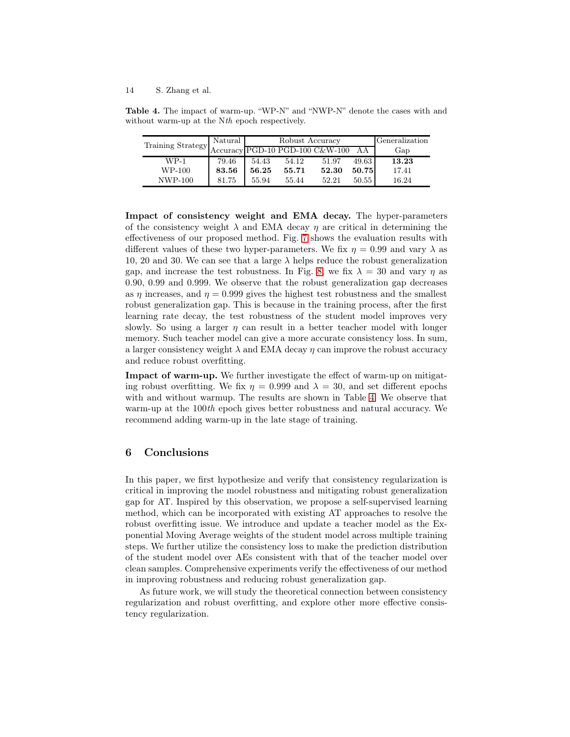**Table 4.** The impact of warm-up. "WP-N" and "NWP-N" denote the cases with and without warm-up at the N*th* epoch respectively.

| Training Strategy | Natural Accuracy | Robust Accuracy | | | | Generalization Gap |
|---|---|---|---|---|---|---|
| | | PGD-10 | PGD-100 | C&W-100 | AA | |
| WP-1 | 79.46 | 54.43 | 54.12 | 51.97 | 49.63 | **13.23** |
| WP-100 | **83.56** | **56.25** | **55.71** | **52.30** | **50.75** | 17.41 |
| NWP-100 | 81.75 | 55.94 | 55.44 | 52.21 | 50.55 | 16.24 |

**Impact of consistency weight and EMA decay.** The hyper-parameters of the consistency weight $\lambda$ and EMA decay $\eta$ are critical in determining the effectiveness of our proposed method. Fig. 7 shows the evaluation results with different values of these two hyper-parameters. We fix $\eta = 0.99$ and vary $\lambda$ as 10, 20 and 30. We can see that a large $\lambda$ helps reduce the robust generalization gap, and increase the test robustness. In Fig. 8, we fix $\lambda = 30$ and vary $\eta$ as 0.90, 0.99 and 0.999. We observe that the robust generalization gap decreases as $\eta$ increases, and $\eta = 0.999$ gives the highest test robustness and the smallest robust generalization gap. This is because in the training process, after the first learning rate decay, the test robustness of the student model improves very slowly. So using a larger $\eta$ can result in a better teacher model with longer memory. Such teacher model can give a more accurate consistency loss. In sum, a larger consistency weight $\lambda$ and EMA decay $\eta$ can improve the robust accuracy and reduce robust overfitting.

**Impact of warm-up.** We further investigate the effect of warm-up on mitigating robust overfitting. We fix $\eta = 0.999$ and $\lambda = 30$, and set different epochs with and without warmup. The results are shown in Table 4. We observe that warm-up at the 100*th* epoch gives better robustness and natural accuracy. We recommend adding warm-up in the late stage of training.

## 6 Conclusions

In this paper, we first hypothesize and verify that consistency regularization is critical in improving the model robustness and mitigating robust generalization gap for AT. Inspired by this observation, we propose a self-supervised learning method, which can be incorporated with existing AT approaches to resolve the robust overfitting issue. We introduce and update a teacher model as the Exponential Moving Average weights of the student model across multiple training steps. We further utilize the consistency loss to make the prediction distribution of the student model over AEs consistent with that of the teacher model over clean samples. Comprehensive experiments verify the effectiveness of our method in improving robustness and reducing robust generalization gap.

As future work, we will study the theoretical connection between consistency regularization and robust overfitting, and explore other more effective consistency regularization.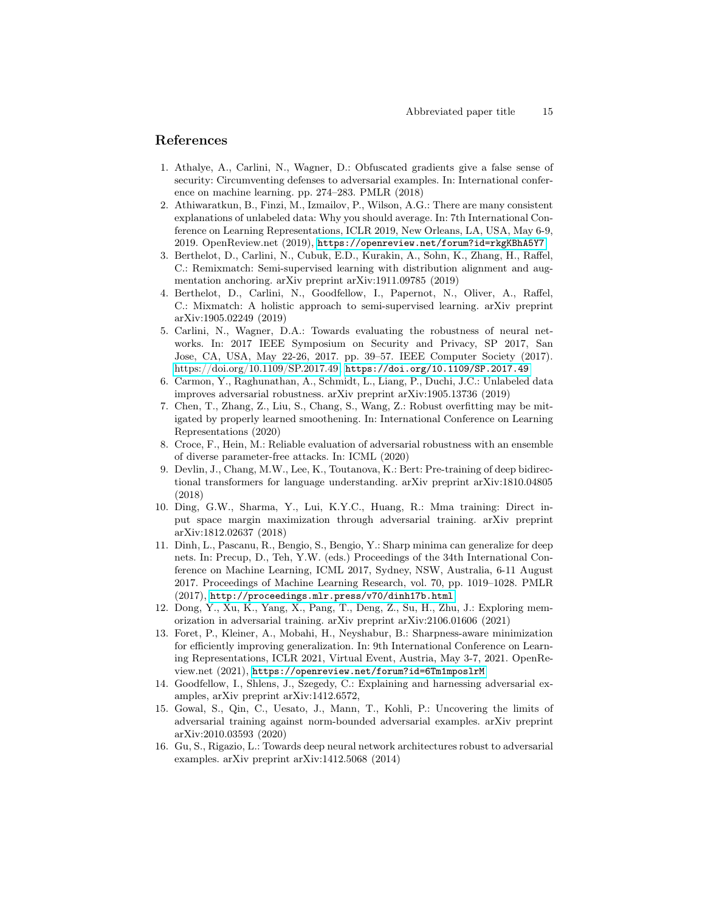## References

1. Athalye, A., Carlini, N., Wagner, D.: Obfuscated gradients give a false sense of security: Circumventing defenses to adversarial examples. In: International conference on machine learning. pp. 274–283. PMLR (2018)
2. Athiwaratkun, B., Finzi, M., Izmailov, P., Wilson, A.G.: There are many consistent explanations of unlabeled data: Why you should average. In: 7th International Conference on Learning Representations, ICLR 2019, New Orleans, LA, USA, May 6-9, 2019. OpenReview.net (2019), https://openreview.net/forum?id=rkgKBhA5Y7
3. Berthelot, D., Carlini, N., Cubuk, E.D., Kurakin, A., Sohn, K., Zhang, H., Raffel, C.: Remixmatch: Semi-supervised learning with distribution alignment and augmentation anchoring. arXiv preprint arXiv:1911.09785 (2019)
4. Berthelot, D., Carlini, N., Goodfellow, I., Papernot, N., Oliver, A., Raffel, C.: Mixmatch: A holistic approach to semi-supervised learning. arXiv preprint arXiv:1905.02249 (2019)
5. Carlini, N., Wagner, D.A.: Towards evaluating the robustness of neural networks. In: 2017 IEEE Symposium on Security and Privacy, SP 2017, San Jose, CA, USA, May 22-26, 2017. pp. 39–57. IEEE Computer Society (2017). https://doi.org/10.1109/SP.2017.49, https://doi.org/10.1109/SP.2017.49
6. Carmon, Y., Raghunathan, A., Schmidt, L., Liang, P., Duchi, J.C.: Unlabeled data improves adversarial robustness. arXiv preprint arXiv:1905.13736 (2019)
7. Chen, T., Zhang, Z., Liu, S., Chang, S., Wang, Z.: Robust overfitting may be mitigated by properly learned smoothening. In: International Conference on Learning Representations (2020)
8. Croce, F., Hein, M.: Reliable evaluation of adversarial robustness with an ensemble of diverse parameter-free attacks. In: ICML (2020)
9. Devlin, J., Chang, M.W., Lee, K., Toutanova, K.: Bert: Pre-training of deep bidirectional transformers for language understanding. arXiv preprint arXiv:1810.04805 (2018)
10. Ding, G.W., Sharma, Y., Lui, K.Y.C., Huang, R.: Mma training: Direct input space margin maximization through adversarial training. arXiv preprint arXiv:1812.02637 (2018)
11. Dinh, L., Pascanu, R., Bengio, S., Bengio, Y.: Sharp minima can generalize for deep nets. In: Precup, D., Teh, Y.W. (eds.) Proceedings of the 34th International Conference on Machine Learning, ICML 2017, Sydney, NSW, Australia, 6-11 August 2017. Proceedings of Machine Learning Research, vol. 70, pp. 1019–1028. PMLR (2017), http://proceedings.mlr.press/v70/dinh17b.html
12. Dong, Y., Xu, K., Yang, X., Pang, T., Deng, Z., Su, H., Zhu, J.: Exploring memorization in adversarial training. arXiv preprint arXiv:2106.01606 (2021)
13. Foret, P., Kleiner, A., Mobahi, H., Neyshabur, B.: Sharpness-aware minimization for efficiently improving generalization. In: 9th International Conference on Learning Representations, ICLR 2021, Virtual Event, Austria, May 3-7, 2021. OpenReview.net (2021), https://openreview.net/forum?id=6Tm1mposlrM
14. Goodfellow, I., Shlens, J., Szegedy, C.: Explaining and harnessing adversarial examples, arXiv preprint arXiv:1412.6572,
15. Gowal, S., Qin, C., Uesato, J., Mann, T., Kohli, P.: Uncovering the limits of adversarial training against norm-bounded adversarial examples. arXiv preprint arXiv:2010.03593 (2020)
16. Gu, S., Rigazio, L.: Towards deep neural network architectures robust to adversarial examples. arXiv preprint arXiv:1412.5068 (2014)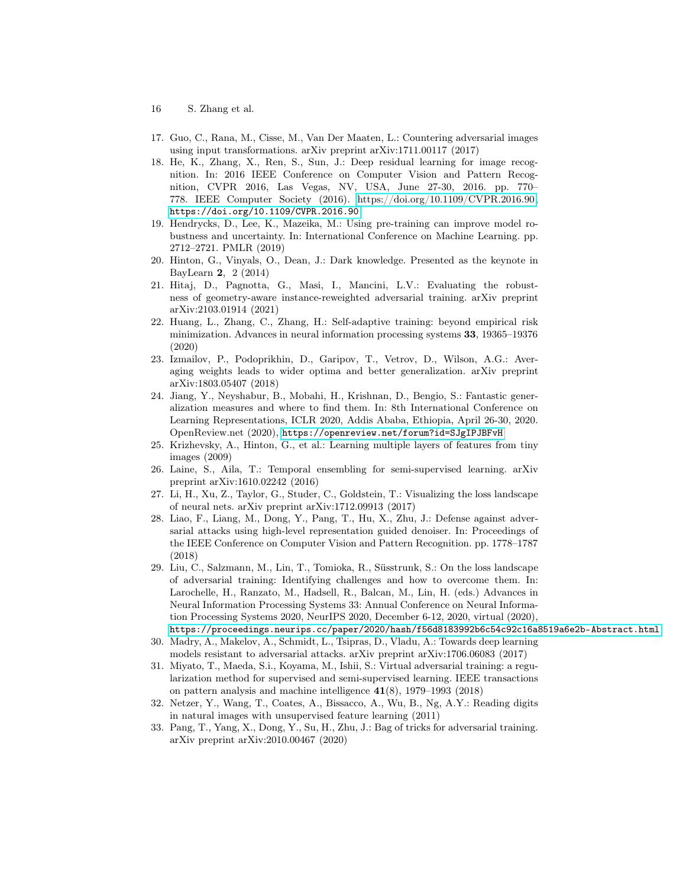17. Guo, C., Rana, M., Cisse, M., Van Der Maaten, L.: Countering adversarial images using input transformations. arXiv preprint arXiv:1711.00117 (2017)
18. He, K., Zhang, X., Ren, S., Sun, J.: Deep residual learning for image recognition. In: 2016 IEEE Conference on Computer Vision and Pattern Recognition, CVPR 2016, Las Vegas, NV, USA, June 27-30, 2016. pp. 770–778. IEEE Computer Society (2016). https://doi.org/10.1109/CVPR.2016.90, https://doi.org/10.1109/CVPR.2016.90
19. Hendrycks, D., Lee, K., Mazeika, M.: Using pre-training can improve model robustness and uncertainty. In: International Conference on Machine Learning. pp. 2712–2721. PMLR (2019)
20. Hinton, G., Vinyals, O., Dean, J.: Dark knowledge. Presented as the keynote in BayLearn **2**, 2 (2014)
21. Hitaj, D., Pagnotta, G., Masi, I., Mancini, L.V.: Evaluating the robustness of geometry-aware instance-reweighted adversarial training. arXiv preprint arXiv:2103.01914 (2021)
22. Huang, L., Zhang, C., Zhang, H.: Self-adaptive training: beyond empirical risk minimization. Advances in neural information processing systems **33**, 19365–19376 (2020)
23. Izmailov, P., Podoprikhin, D., Garipov, T., Vetrov, D., Wilson, A.G.: Averaging weights leads to wider optima and better generalization. arXiv preprint arXiv:1803.05407 (2018)
24. Jiang, Y., Neyshabur, B., Mobahi, H., Krishnan, D., Bengio, S.: Fantastic generalization measures and where to find them. In: 8th International Conference on Learning Representations, ICLR 2020, Addis Ababa, Ethiopia, April 26-30, 2020. OpenReview.net (2020), https://openreview.net/forum?id=SJgIPJBFvH
25. Krizhevsky, A., Hinton, G., et al.: Learning multiple layers of features from tiny images (2009)
26. Laine, S., Aila, T.: Temporal ensembling for semi-supervised learning. arXiv preprint arXiv:1610.02242 (2016)
27. Li, H., Xu, Z., Taylor, G., Studer, C., Goldstein, T.: Visualizing the loss landscape of neural nets. arXiv preprint arXiv:1712.09913 (2017)
28. Liao, F., Liang, M., Dong, Y., Pang, T., Hu, X., Zhu, J.: Defense against adversarial attacks using high-level representation guided denoiser. In: Proceedings of the IEEE Conference on Computer Vision and Pattern Recognition. pp. 1778–1787 (2018)
29. Liu, C., Salzmann, M., Lin, T., Tomioka, R., Süsstrunk, S.: On the loss landscape of adversarial training: Identifying challenges and how to overcome them. In: Larochelle, H., Ranzato, M., Hadsell, R., Balcan, M., Lin, H. (eds.) Advances in Neural Information Processing Systems 33: Annual Conference on Neural Information Processing Systems 2020, NeurIPS 2020, December 6-12, 2020, virtual (2020), https://proceedings.neurips.cc/paper/2020/hash/f56d8183992b6c54c92c16a8519a6e2b-Abstract.html
30. Madry, A., Makelov, A., Schmidt, L., Tsipras, D., Vladu, A.: Towards deep learning models resistant to adversarial attacks. arXiv preprint arXiv:1706.06083 (2017)
31. Miyato, T., Maeda, S.i., Koyama, M., Ishii, S.: Virtual adversarial training: a regularization method for supervised and semi-supervised learning. IEEE transactions on pattern analysis and machine intelligence **41**(8), 1979–1993 (2018)
32. Netzer, Y., Wang, T., Coates, A., Bissacco, A., Wu, B., Ng, A.Y.: Reading digits in natural images with unsupervised feature learning (2011)
33. Pang, T., Yang, X., Dong, Y., Su, H., Zhu, J.: Bag of tricks for adversarial training. arXiv preprint arXiv:2010.00467 (2020)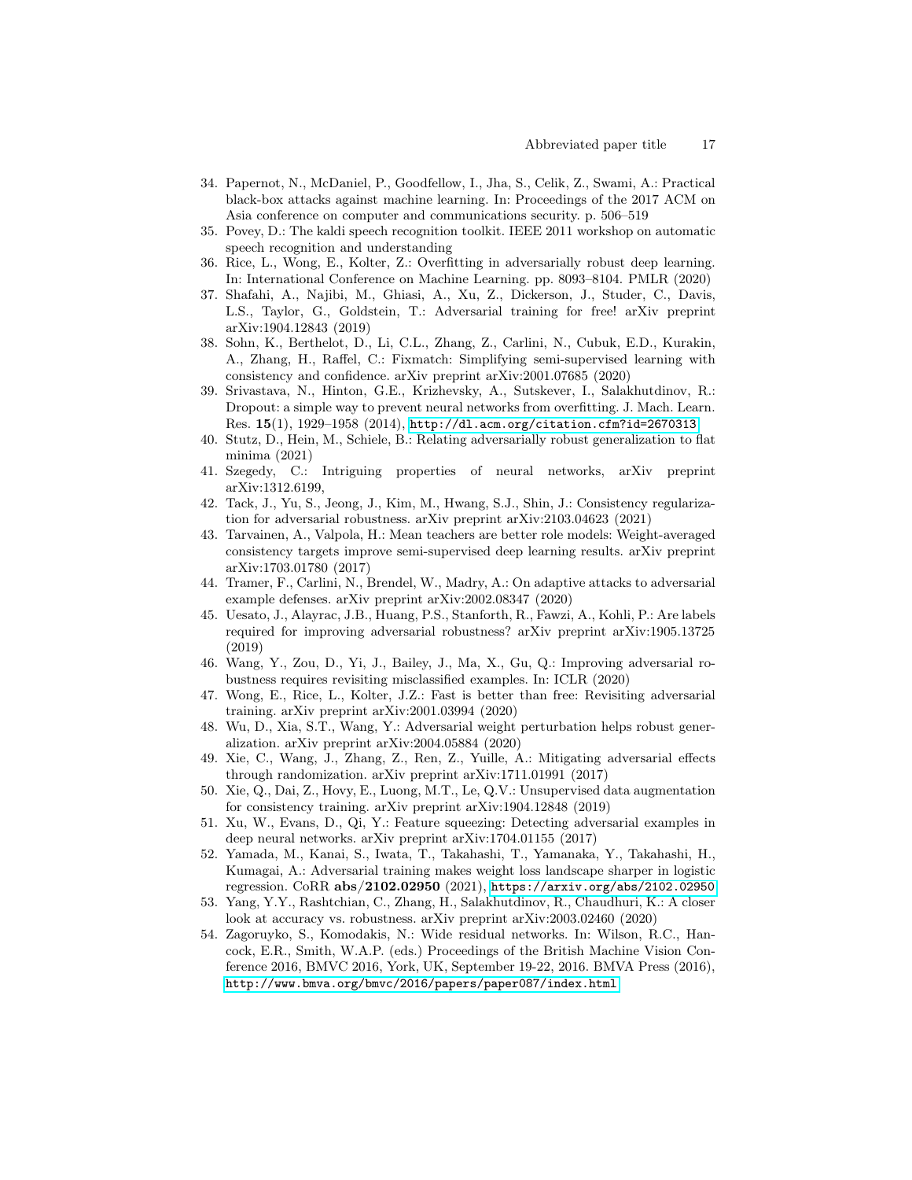34. Papernot, N., McDaniel, P., Goodfellow, I., Jha, S., Celik, Z., Swami, A.: Practical black-box attacks against machine learning. In: Proceedings of the 2017 ACM on Asia conference on computer and communications security. p. 506–519
35. Povey, D.: The kaldi speech recognition toolkit. IEEE 2011 workshop on automatic speech recognition and understanding
36. Rice, L., Wong, E., Kolter, Z.: Overfitting in adversarially robust deep learning. In: International Conference on Machine Learning. pp. 8093–8104. PMLR (2020)
37. Shafahi, A., Najibi, M., Ghiasi, A., Xu, Z., Dickerson, J., Studer, C., Davis, L.S., Taylor, G., Goldstein, T.: Adversarial training for free! arXiv preprint arXiv:1904.12843 (2019)
38. Sohn, K., Berthelot, D., Li, C.L., Zhang, Z., Carlini, N., Cubuk, E.D., Kurakin, A., Zhang, H., Raffel, C.: Fixmatch: Simplifying semi-supervised learning with consistency and confidence. arXiv preprint arXiv:2001.07685 (2020)
39. Srivastava, N., Hinton, G.E., Krizhevsky, A., Sutskever, I., Salakhutdinov, R.: Dropout: a simple way to prevent neural networks from overfitting. J. Mach. Learn. Res. **15**(1), 1929–1958 (2014), `http://dl.acm.org/citation.cfm?id=2670313`
40. Stutz, D., Hein, M., Schiele, B.: Relating adversarially robust generalization to flat minima (2021)
41. Szegedy, C.: Intriguing properties of neural networks, arXiv preprint arXiv:1312.6199,
42. Tack, J., Yu, S., Jeong, J., Kim, M., Hwang, S.J., Shin, J.: Consistency regularization for adversarial robustness. arXiv preprint arXiv:2103.04623 (2021)
43. Tarvainen, A., Valpola, H.: Mean teachers are better role models: Weight-averaged consistency targets improve semi-supervised deep learning results. arXiv preprint arXiv:1703.01780 (2017)
44. Tramer, F., Carlini, N., Brendel, W., Madry, A.: On adaptive attacks to adversarial example defenses. arXiv preprint arXiv:2002.08347 (2020)
45. Uesato, J., Alayrac, J.B., Huang, P.S., Stanforth, R., Fawzi, A., Kohli, P.: Are labels required for improving adversarial robustness? arXiv preprint arXiv:1905.13725 (2019)
46. Wang, Y., Zou, D., Yi, J., Bailey, J., Ma, X., Gu, Q.: Improving adversarial robustness requires revisiting misclassified examples. In: ICLR (2020)
47. Wong, E., Rice, L., Kolter, J.Z.: Fast is better than free: Revisiting adversarial training. arXiv preprint arXiv:2001.03994 (2020)
48. Wu, D., Xia, S.T., Wang, Y.: Adversarial weight perturbation helps robust generalization. arXiv preprint arXiv:2004.05884 (2020)
49. Xie, C., Wang, J., Zhang, Z., Ren, Z., Yuille, A.: Mitigating adversarial effects through randomization. arXiv preprint arXiv:1711.01991 (2017)
50. Xie, Q., Dai, Z., Hovy, E., Luong, M.T., Le, Q.V.: Unsupervised data augmentation for consistency training. arXiv preprint arXiv:1904.12848 (2019)
51. Xu, W., Evans, D., Qi, Y.: Feature squeezing: Detecting adversarial examples in deep neural networks. arXiv preprint arXiv:1704.01155 (2017)
52. Yamada, M., Kanai, S., Iwata, T., Takahashi, T., Yamanaka, Y., Takahashi, H., Kumagai, A.: Adversarial training makes weight loss landscape sharper in logistic regression. CoRR **abs/2102.02950** (2021), `https://arxiv.org/abs/2102.02950`
53. Yang, Y.Y., Rashtchian, C., Zhang, H., Salakhutdinov, R., Chaudhuri, K.: A closer look at accuracy vs. robustness. arXiv preprint arXiv:2003.02460 (2020)
54. Zagoruyko, S., Komodakis, N.: Wide residual networks. In: Wilson, R.C., Hancock, E.R., Smith, W.A.P. (eds.) Proceedings of the British Machine Vision Conference 2016, BMVC 2016, York, UK, September 19-22, 2016. BMVA Press (2016), `http://www.bmva.org/bmvc/2016/papers/paper087/index.html`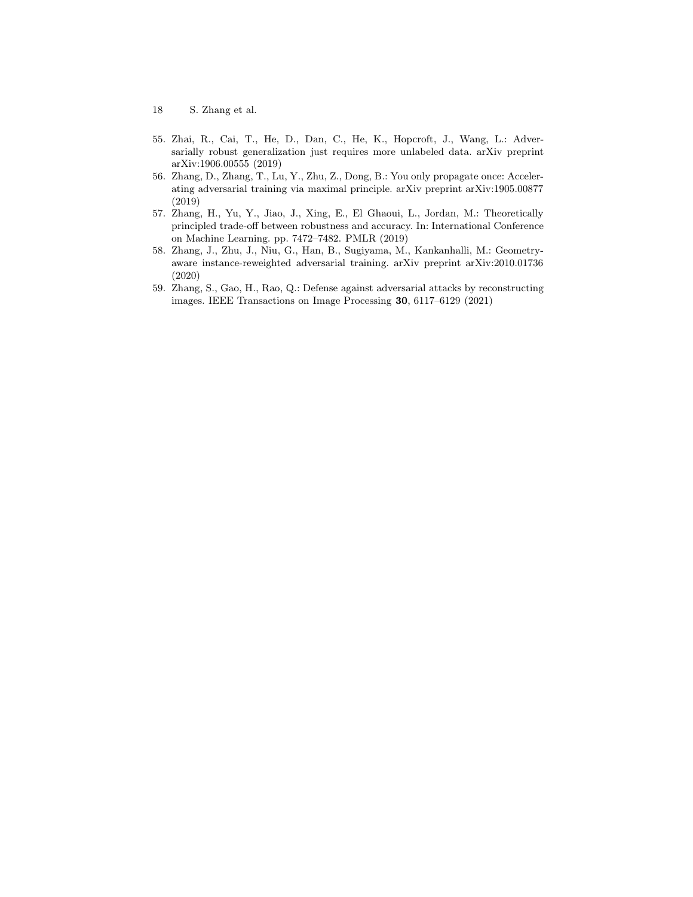55. Zhai, R., Cai, T., He, D., Dan, C., He, K., Hopcroft, J., Wang, L.: Adversarially robust generalization just requires more unlabeled data. arXiv preprint arXiv:1906.00555 (2019)
56. Zhang, D., Zhang, T., Lu, Y., Zhu, Z., Dong, B.: You only propagate once: Accelerating adversarial training via maximal principle. arXiv preprint arXiv:1905.00877 (2019)
57. Zhang, H., Yu, Y., Jiao, J., Xing, E., El Ghaoui, L., Jordan, M.: Theoretically principled trade-off between robustness and accuracy. In: International Conference on Machine Learning. pp. 7472–7482. PMLR (2019)
58. Zhang, J., Zhu, J., Niu, G., Han, B., Sugiyama, M., Kankanhalli, M.: Geometry-aware instance-reweighted adversarial training. arXiv preprint arXiv:2010.01736 (2020)
59. Zhang, S., Gao, H., Rao, Q.: Defense against adversarial attacks by reconstructing images. IEEE Transactions on Image Processing **30**, 6117–6129 (2021)